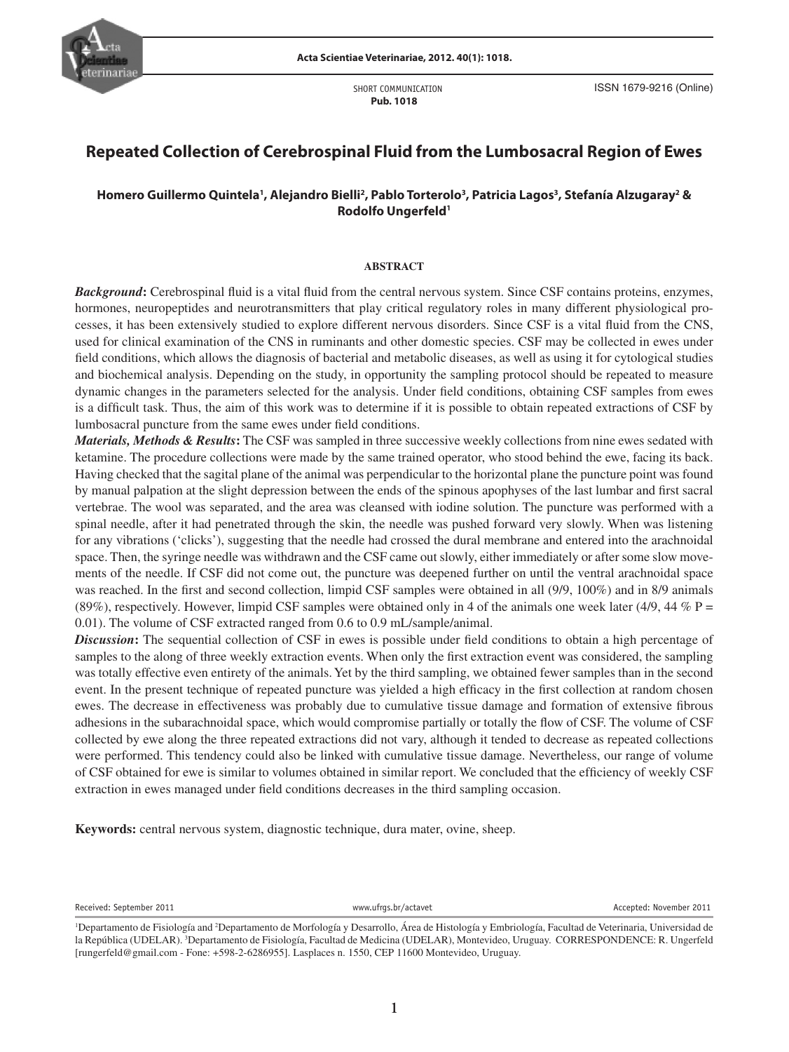SHORT COMMUNICATION
**Pub. 1018**

ISSN 1679-9216 (Online)

# Repeated Collection of Cerebrospinal Fluid from the Lumbosacral Region of Ewes

**Homero Guillermo Quintela[1], Alejandro Bielli[2], Pablo Torterolo[3], Patricia Lagos[3], Stefanía Alzugaray[2] & Rodolfo Ungerfeld[1]**

## ABSTRACT

***Background*:** Cerebrospinal fluid is a vital fluid from the central nervous system. Since CSF contains proteins, enzymes, hormones, neuropeptides and neurotransmitters that play critical regulatory roles in many different physiological processes, it has been extensively studied to explore different nervous disorders. Since CSF is a vital fluid from the CNS, used for clinical examination of the CNS in ruminants and other domestic species. CSF may be collected in ewes under field conditions, which allows the diagnosis of bacterial and metabolic diseases, as well as using it for cytological studies and biochemical analysis. Depending on the study, in opportunity the sampling protocol should be repeated to measure dynamic changes in the parameters selected for the analysis. Under field conditions, obtaining CSF samples from ewes is a difficult task. Thus, the aim of this work was to determine if it is possible to obtain repeated extractions of CSF by lumbosacral puncture from the same ewes under field conditions.

***Materials, Methods & Results*:** The CSF was sampled in three successive weekly collections from nine ewes sedated with ketamine. The procedure collections were made by the same trained operator, who stood behind the ewe, facing its back. Having checked that the sagital plane of the animal was perpendicular to the horizontal plane the puncture point was found by manual palpation at the slight depression between the ends of the spinous apophyses of the last lumbar and first sacral vertebrae. The wool was separated, and the area was cleansed with iodine solution. The puncture was performed with a spinal needle, after it had penetrated through the skin, the needle was pushed forward very slowly. When was listening for any vibrations ('clicks'), suggesting that the needle had crossed the dural membrane and entered into the arachnoidal space. Then, the syringe needle was withdrawn and the CSF came out slowly, either immediately or after some slow movements of the needle. If CSF did not come out, the puncture was deepened further on until the ventral arachnoidal space was reached. In the first and second collection, limpid CSF samples were obtained in all (9/9, 100%) and in 8/9 animals (89%), respectively. However, limpid CSF samples were obtained only in 4 of the animals one week later (4/9, 44 % P = 0.01). The volume of CSF extracted ranged from 0.6 to 0.9 mL/sample/animal.

***Discussion*:** The sequential collection of CSF in ewes is possible under field conditions to obtain a high percentage of samples to the along of three weekly extraction events. When only the first extraction event was considered, the sampling was totally effective even entirety of the animals. Yet by the third sampling, we obtained fewer samples than in the second event. In the present technique of repeated puncture was yielded a high efficacy in the first collection at random chosen ewes. The decrease in effectiveness was probably due to cumulative tissue damage and formation of extensive fibrous adhesions in the subarachnoidal space, which would compromise partially or totally the flow of CSF. The volume of CSF collected by ewe along the three repeated extractions did not vary, although it tended to decrease as repeated collections were performed. This tendency could also be linked with cumulative tissue damage. Nevertheless, our range of volume of CSF obtained for ewe is similar to volumes obtained in similar report. We concluded that the efficiency of weekly CSF extraction in ewes managed under field conditions decreases in the third sampling occasion.

**Keywords:** central nervous system, diagnostic technique, dura mater, ovine, sheep.

Received: September 2011 | www.ufrgs.br/actavet | Accepted: November 2011

[1]Departamento de Fisiología and [2]Departamento de Morfología y Desarrollo, Área de Histología y Embriología, Facultad de Veterinaria, Universidad de la República (UDELAR). [3]Departamento de Fisiología, Facultad de Medicina (UDELAR), Montevideo, Uruguay. CORRESPONDENCE: R. Ungerfeld [rungerfeld@gmail.com - Fone: +598-2-6286955]. Lasplaces n. 1550, CEP 11600 Montevideo, Uruguay.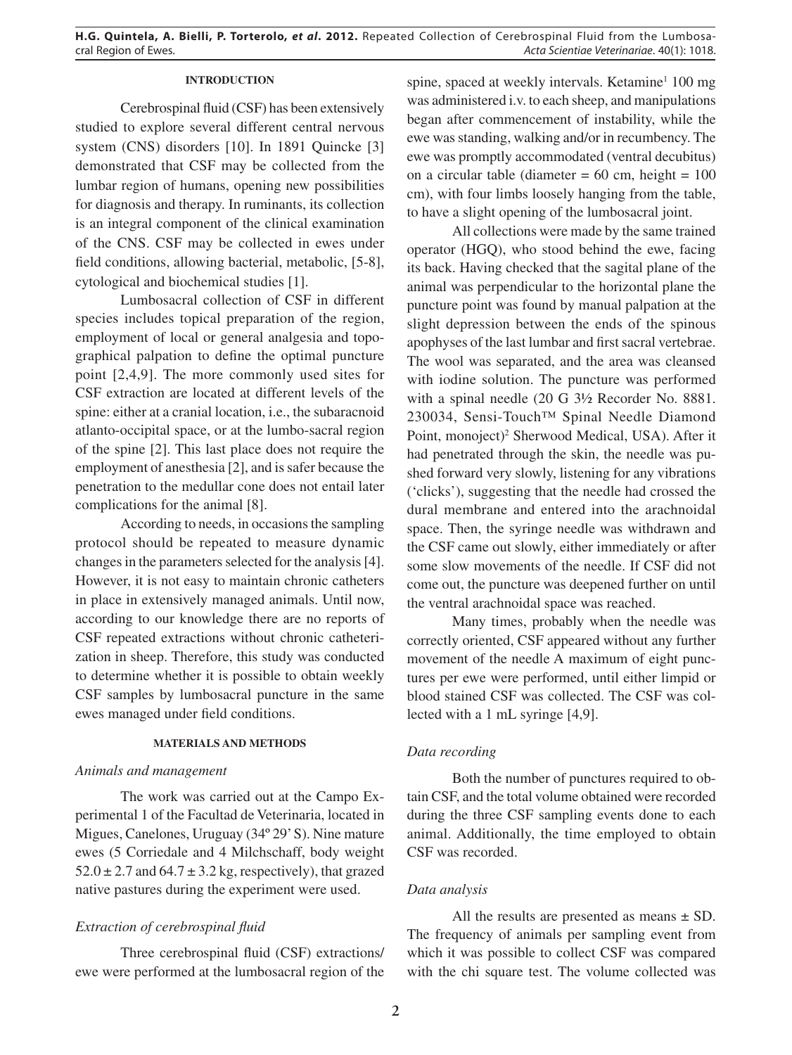## INTRODUCTION

Cerebrospinal fluid (CSF) has been extensively studied to explore several different central nervous system (CNS) disorders [10]. In 1891 Quincke [3] demonstrated that CSF may be collected from the lumbar region of humans, opening new possibilities for diagnosis and therapy. In ruminants, its collection is an integral component of the clinical examination of the CNS. CSF may be collected in ewes under field conditions, allowing bacterial, metabolic, [5-8], cytological and biochemical studies [1].

Lumbosacral collection of CSF in different species includes topical preparation of the region, employment of local or general analgesia and topographical palpation to define the optimal puncture point [2,4,9]. The more commonly used sites for CSF extraction are located at different levels of the spine: either at a cranial location, i.e., the subaracnoid atlanto-occipital space, or at the lumbo-sacral region of the spine [2]. This last place does not require the employment of anesthesia [2], and is safer because the penetration to the medullar cone does not entail later complications for the animal [8].

According to needs, in occasions the sampling protocol should be repeated to measure dynamic changes in the parameters selected for the analysis [4]. However, it is not easy to maintain chronic catheters in place in extensively managed animals. Until now, according to our knowledge there are no reports of CSF repeated extractions without chronic catheterization in sheep. Therefore, this study was conducted to determine whether it is possible to obtain weekly CSF samples by lumbosacral puncture in the same ewes managed under field conditions.

## MATERIALS AND METHODS

### *Animals and management*

The work was carried out at the Campo Experimental 1 of the Facultad de Veterinaria, located in Migues, Canelones, Uruguay (34º 29' S). Nine mature ewes (5 Corriedale and 4 Milchschaff, body weight $52.0 \pm 2.7$ and $64.7 \pm 3.2$ kg, respectively), that grazed native pastures during the experiment were used.

### *Extraction of cerebrospinal fluid*

Three cerebrospinal fluid (CSF) extractions/ewe were performed at the lumbosacral region of the spine, spaced at weekly intervals. Ketamine[1] 100 mg was administered i.v. to each sheep, and manipulations began after commencement of instability, while the ewe was standing, walking and/or in recumbency. The ewe was promptly accommodated (ventral decubitus) on a circular table (diameter = 60 cm, height = 100 cm), with four limbs loosely hanging from the table, to have a slight opening of the lumbosacral joint.

All collections were made by the same trained operator (HGQ), who stood behind the ewe, facing its back. Having checked that the sagital plane of the animal was perpendicular to the horizontal plane the puncture point was found by manual palpation at the slight depression between the ends of the spinous apophyses of the last lumbar and first sacral vertebrae. The wool was separated, and the area was cleansed with iodine solution. The puncture was performed with a spinal needle (20 G 3½ Recorder No. 8881. 230034, Sensi-Touch™ Spinal Needle Diamond Point, monoject)[2] Sherwood Medical, USA). After it had penetrated through the skin, the needle was pushed forward very slowly, listening for any vibrations ('clicks'), suggesting that the needle had crossed the dural membrane and entered into the arachnoidal space. Then, the syringe needle was withdrawn and the CSF came out slowly, either immediately or after some slow movements of the needle. If CSF did not come out, the puncture was deepened further on until the ventral arachnoidal space was reached.

Many times, probably when the needle was correctly oriented, CSF appeared without any further movement of the needle A maximum of eight punctures per ewe were performed, until either limpid or blood stained CSF was collected. The CSF was collected with a 1 mL syringe [4,9].

### *Data recording*

Both the number of punctures required to obtain CSF, and the total volume obtained were recorded during the three CSF sampling events done to each animal. Additionally, the time employed to obtain CSF was recorded.

### *Data analysis*

All the results are presented as means ± SD. The frequency of animals per sampling event from which it was possible to collect CSF was compared with the chi square test. The volume collected was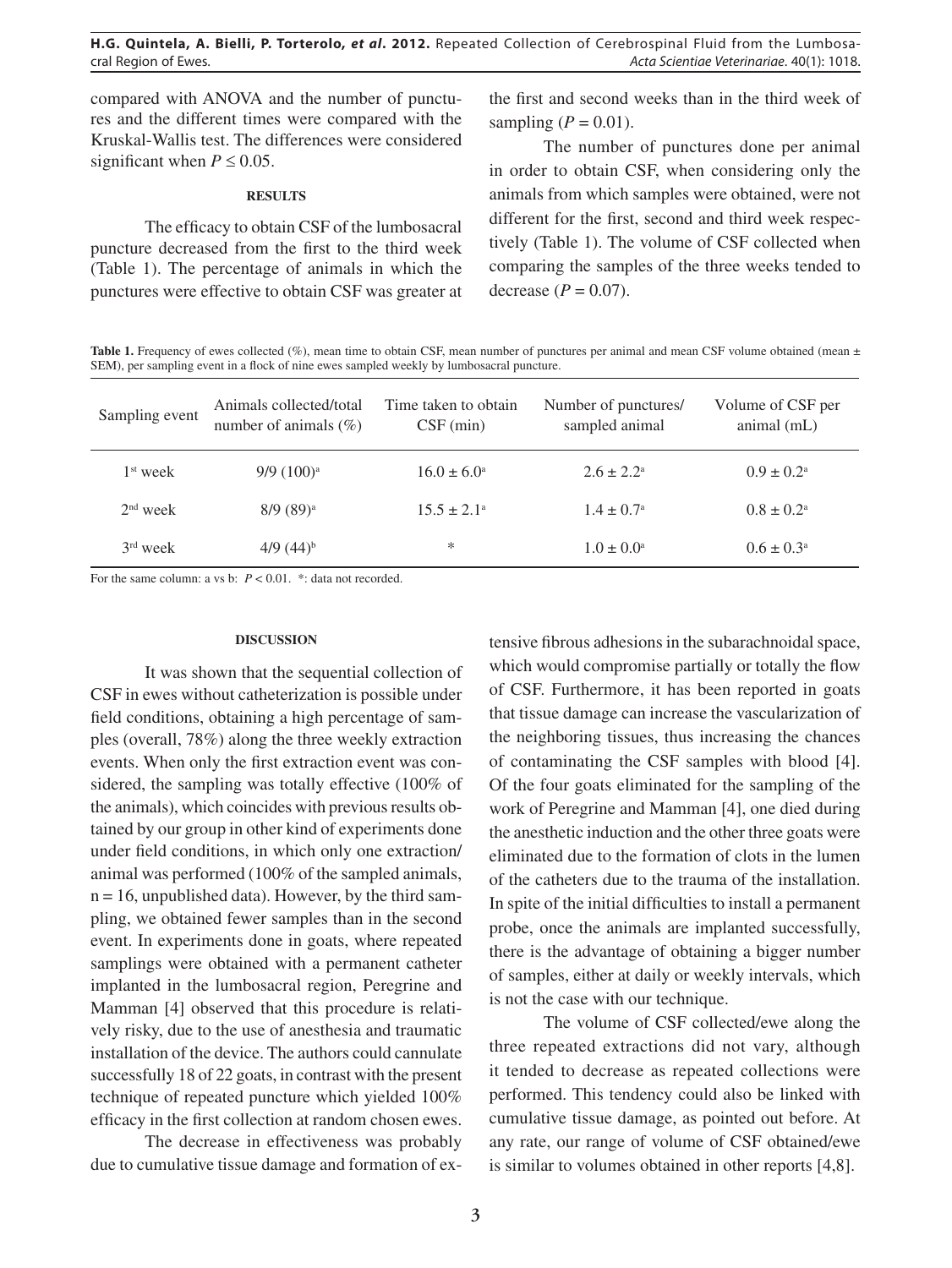compared with ANOVA and the number of punctures and the different times were compared with the Kruskal-Wallis test. The differences were considered significant when $P \leq 0.05$.

## RESULTS

The efficacy to obtain CSF of the lumbosacral puncture decreased from the first to the third week (Table 1). The percentage of animals in which the punctures were effective to obtain CSF was greater at the first and second weeks than in the third week of sampling ($P = 0.01$).

The number of punctures done per animal in order to obtain CSF, when considering only the animals from which samples were obtained, were not different for the first, second and third week respectively (Table 1). The volume of CSF collected when comparing the samples of the three weeks tended to decrease ($P = 0.07$).

**Table 1.** Frequency of ewes collected (%), mean time to obtain CSF, mean number of punctures per animal and mean CSF volume obtained (mean ± SEM), per sampling event in a flock of nine ewes sampled weekly by lumbosacral puncture.

| Sampling event | Animals collected/total number of animals (%) | Time taken to obtain CSF (min) | Number of punctures/ sampled animal | Volume of CSF per animal (mL) |
|---|---|---|---|---|
| $1^{st}$ week | 9/9 (100)$^a$ | $16.0 \pm 6.0^a$ | $2.6 \pm 2.2^a$ | $0.9 \pm 0.2^a$ |
| $2^{nd}$ week | 8/9 (89)$^a$ | $15.5 \pm 2.1^a$ | $1.4 \pm 0.7^a$ | $0.8 \pm 0.2^a$ |
| $3^{rd}$ week | 4/9 (44)$^b$ | * | $1.0 \pm 0.0^a$ | $0.6 \pm 0.3^a$ |

For the same column: a vs b: $P < 0.01$. *: data not recorded.

## DISCUSSION

It was shown that the sequential collection of CSF in ewes without catheterization is possible under field conditions, obtaining a high percentage of samples (overall, 78%) along the three weekly extraction events. When only the first extraction event was considered, the sampling was totally effective (100% of the animals), which coincides with previous results obtained by our group in other kind of experiments done under field conditions, in which only one extraction/animal was performed (100% of the sampled animals, n = 16, unpublished data). However, by the third sampling, we obtained fewer samples than in the second event. In experiments done in goats, where repeated samplings were obtained with a permanent catheter implanted in the lumbosacral region, Peregrine and Mamman [4] observed that this procedure is relatively risky, due to the use of anesthesia and traumatic installation of the device. The authors could cannulate successfully 18 of 22 goats, in contrast with the present technique of repeated puncture which yielded 100% efficacy in the first collection at random chosen ewes.

The decrease in effectiveness was probably due to cumulative tissue damage and formation of extensive fibrous adhesions in the subarachnoidal space, which would compromise partially or totally the flow of CSF. Furthermore, it has been reported in goats that tissue damage can increase the vascularization of the neighboring tissues, thus increasing the chances of contaminating the CSF samples with blood [4]. Of the four goats eliminated for the sampling of the work of Peregrine and Mamman [4], one died during the anesthetic induction and the other three goats were eliminated due to the formation of clots in the lumen of the catheters due to the trauma of the installation. In spite of the initial difficulties to install a permanent probe, once the animals are implanted successfully, there is the advantage of obtaining a bigger number of samples, either at daily or weekly intervals, which is not the case with our technique.

The volume of CSF collected/ewe along the three repeated extractions did not vary, although it tended to decrease as repeated collections were performed. This tendency could also be linked with cumulative tissue damage, as pointed out before. At any rate, our range of volume of CSF obtained/ewe is similar to volumes obtained in other reports [4,8].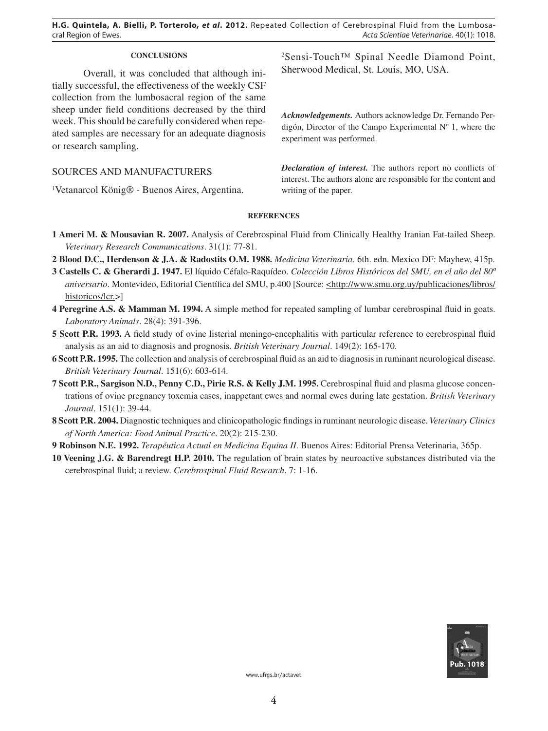## CONCLUSIONS

Overall, it was concluded that although initially successful, the effectiveness of the weekly CSF collection from the lumbosacral region of the same sheep under field conditions decreased by the third week. This should be carefully considered when repeated samples are necessary for an adequate diagnosis or research sampling.

## SOURCES AND MANUFACTURERS

[1]Vetanarcol König® - Buenos Aires, Argentina.

[2]Sensi-Touch™ Spinal Needle Diamond Point, Sherwood Medical, St. Louis, MO, USA.

***Acknowledgements.*** Authors acknowledge Dr. Fernando Perdigón, Director of the Campo Experimental Nº 1, where the experiment was performed.

***Declaration of interest.*** The authors report no conflicts of interest. The authors alone are responsible for the content and writing of the paper.

## REFERENCES

**1 Ameri M. & Mousavian R. 2007.** Analysis of Cerebrospinal Fluid from Clinically Healthy Iranian Fat-tailed Sheep. *Veterinary Research Communications*. 31(1): 77-81.

**2 Blood D.C., Herdenson & J.A. & Radostits O.M. 1988.** *Medicina Veterinaria*. 6th. edn. Mexico DF: Mayhew, 415p.

**3 Castells C. & Gherardi J. 1947.** El líquido Céfalo-Raquídeo. *Colección Libros Históricos del SMU, en el año del 80ª aniversario*. Montevideo, Editorial Científica del SMU, p.400 [Source: <http://www.smu.org.uy/publicaciones/libros/historicos/lcr.>]

**4 Peregrine A.S. & Mamman M. 1994.** A simple method for repeated sampling of lumbar cerebrospinal fluid in goats. *Laboratory Animals*. 28(4): 391-396.

**5 Scott P.R. 1993.** A field study of ovine listerial meningo-encephalitis with particular reference to cerebrospinal fluid analysis as an aid to diagnosis and prognosis. *British Veterinary Journal*. 149(2): 165-170.

**6 Scott P.R. 1995.** The collection and analysis of cerebrospinal fluid as an aid to diagnosis in ruminant neurological disease. *British Veterinary Journal*. 151(6): 603-614.

**7 Scott P.R., Sargison N.D., Penny C.D., Pirie R.S. & Kelly J.M. 1995.** Cerebrospinal fluid and plasma glucose concentrations of ovine pregnancy toxemia cases, inappetant ewes and normal ewes during late gestation. *British Veterinary Journal*. 151(1): 39-44.

**8 Scott P.R. 2004.** Diagnostic techniques and clinicopathologic findings in ruminant neurologic disease. *Veterinary Clinics of North America: Food Animal Practice*. 20(2): 215-230.

**9 Robinson N.E. 1992.** *Terapéutica Actual en Medicina Equina II*. Buenos Aires: Editorial Prensa Veterinaria, 365p.

**10 Veening J.G. & Barendregt H.P. 2010.** The regulation of brain states by neuroactive substances distributed via the cerebrospinal fluid; a review. *Cerebrospinal Fluid Research*. 7: 1-16.